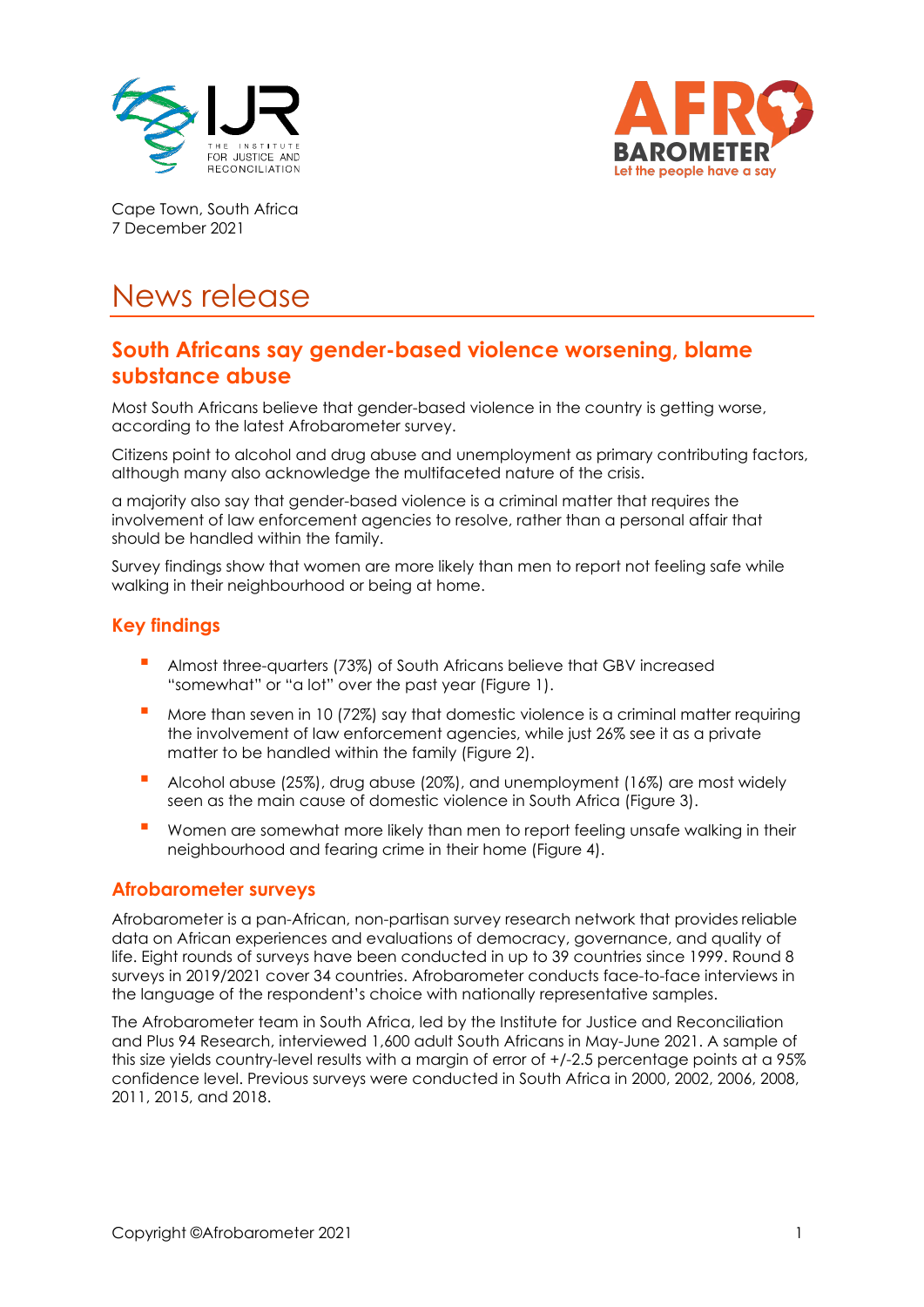Cape Town, South Africa
7 December 2021

# News release

## South Africans say gender-based violence worsening, blame substance abuse

Most South Africans believe that gender-based violence in the country is getting worse, according to the latest Afrobarometer survey.

Citizens point to alcohol and drug abuse and unemployment as primary contributing factors, although many also acknowledge the multifaceted nature of the crisis.

a majority also say that gender-based violence is a criminal matter that requires the involvement of law enforcement agencies to resolve, rather than a personal affair that should be handled within the family.

Survey findings show that women are more likely than men to report not feeling safe while walking in their neighbourhood or being at home.

### Key findings

- Almost three-quarters (73%) of South Africans believe that GBV increased "somewhat" or "a lot" over the past year (Figure 1).
- More than seven in 10 (72%) say that domestic violence is a criminal matter requiring the involvement of law enforcement agencies, while just 26% see it as a private matter to be handled within the family (Figure 2).
- Alcohol abuse (25%), drug abuse (20%), and unemployment (16%) are most widely seen as the main cause of domestic violence in South Africa (Figure 3).
- Women are somewhat more likely than men to report feeling unsafe walking in their neighbourhood and fearing crime in their home (Figure 4).

### Afrobarometer surveys

Afrobarometer is a pan-African, non-partisan survey research network that provides reliable data on African experiences and evaluations of democracy, governance, and quality of life. Eight rounds of surveys have been conducted in up to 39 countries since 1999. Round 8 surveys in 2019/2021 cover 34 countries. Afrobarometer conducts face-to-face interviews in the language of the respondent's choice with nationally representative samples.

The Afrobarometer team in South Africa, led by the Institute for Justice and Reconciliation and Plus 94 Research, interviewed 1,600 adult South Africans in May-June 2021. A sample of this size yields country-level results with a margin of error of +/-2.5 percentage points at a 95% confidence level. Previous surveys were conducted in South Africa in 2000, 2002, 2006, 2008, 2011, 2015, and 2018.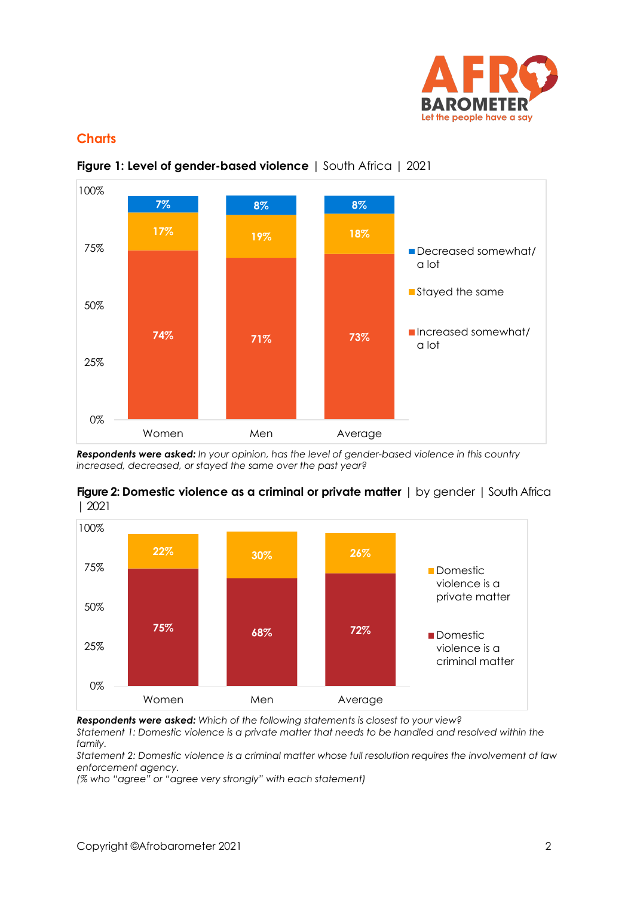## Charts

**Figure 1: Level of gender-based violence** | South Africa | 2021

| | Women | Men | Average |
|---|---|---|---|
| Decreased somewhat/ a lot | 7% | 8% | 8% |
| Stayed the same | 17% | 19% | 18% |
| Increased somewhat/ a lot | 74% | 71% | 73% |

***Respondents were asked:*** *In your opinion, has the level of gender-based violence in this country increased, decreased, or stayed the same over the past year?*

**Figure 2: Domestic violence as a criminal or private matter** | by gender | South Africa | 2021

| | Women | Men | Average |
|---|---|---|---|
| Domestic violence is a private matter | 22% | 30% | 26% |
| Domestic violence is a criminal matter | 75% | 68% | 72% |

***Respondents were asked:*** *Which of the following statements is closest to your view?*
*Statement 1: Domestic violence is a private matter that needs to be handled and resolved within the family.*
*Statement 2: Domestic violence is a criminal matter whose full resolution requires the involvement of law enforcement agency.*
*(% who "agree" or "agree very strongly" with each statement)*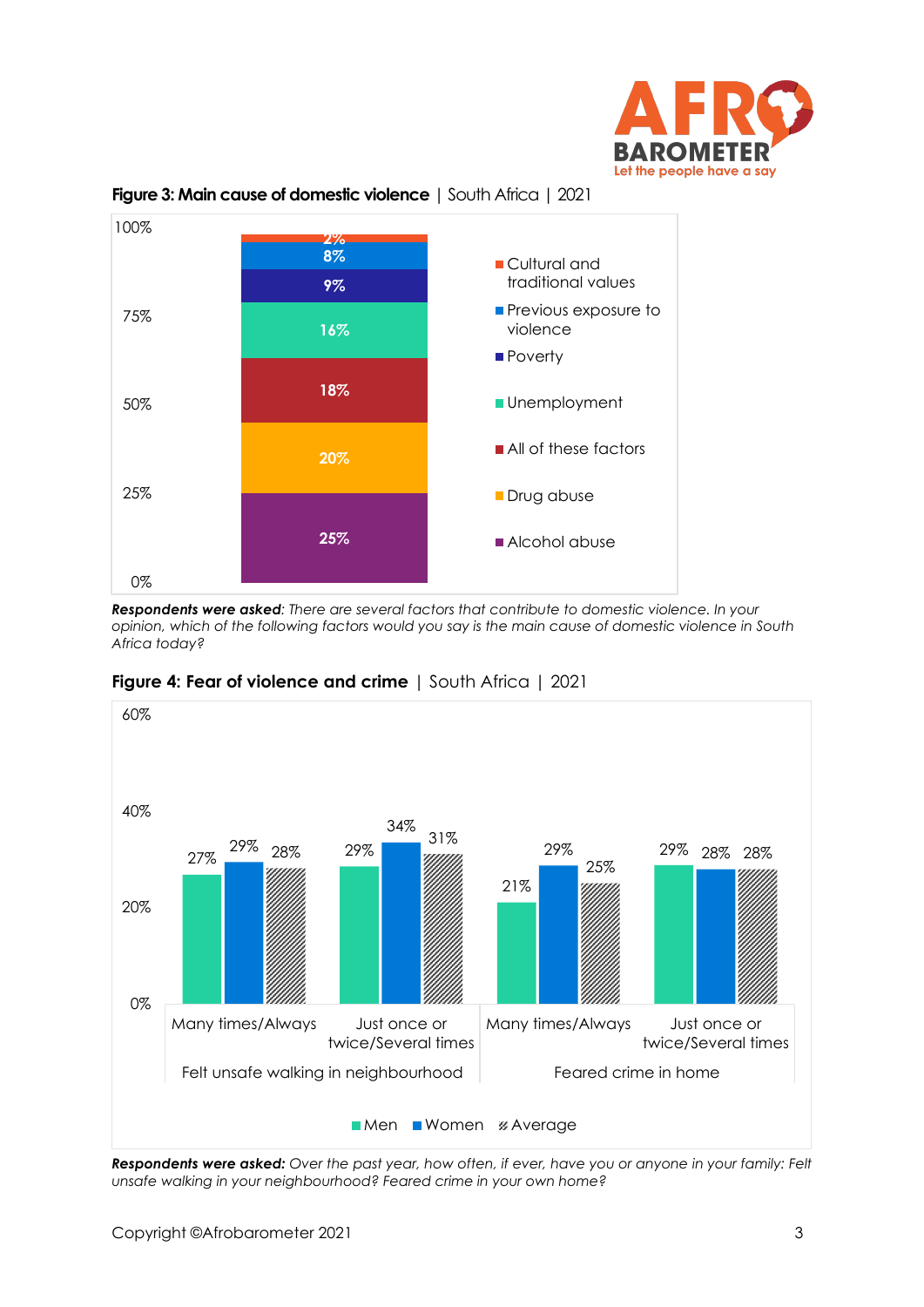**Figure 3: Main cause of domestic violence** | South Africa | 2021

| Cause | % |
|---|---|
| Cultural and traditional values | 2% |
| Previous exposure to violence | 8% |
| Poverty | 9% |
| Unemployment | 16% |
| All of these factors | 18% |
| Drug abuse | 20% |
| Alcohol abuse | 25% |

***Respondents were asked**: There are several factors that contribute to domestic violence. In your opinion, which of the following factors would you say is the main cause of domestic violence in South Africa today?*

**Figure 4: Fear of violence and crime** | South Africa | 2021

| | Felt unsafe walking in neighbourhood | | Feared crime in home | |
|---|---|---|---|---|
| | Many times/Always | Just once or twice/Several times | Many times/Always | Just once or twice/Several times |
| Men | 27% | 29% | 21% | 29% |
| Women | 29% | 34% | 29% | 28% |
| Average | 28% | 31% | 25% | 28% |

***Respondents were asked:** Over the past year, how often, if ever, have you or anyone in your family: Felt unsafe walking in your neighbourhood? Feared crime in your own home?*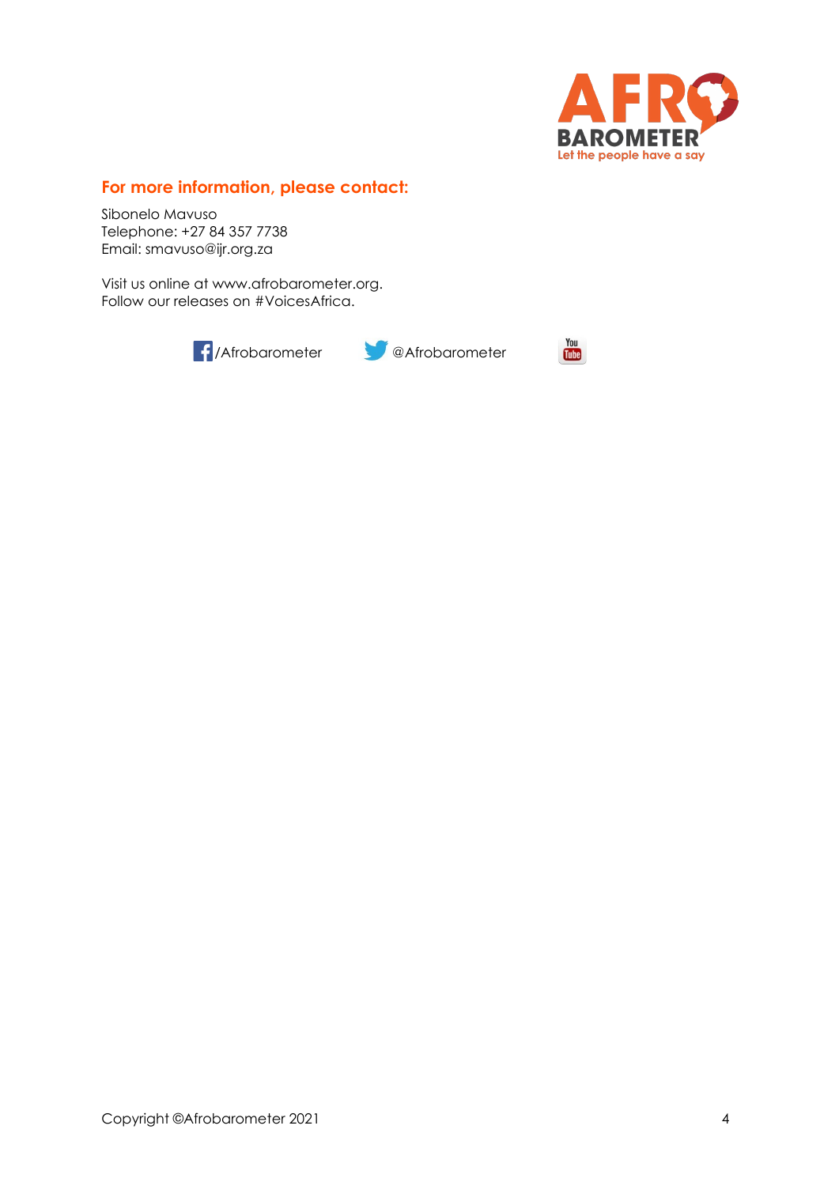## For more information, please contact:

Sibonelo Mavuso
Telephone: +27 84 357 7738
Email: smavuso@ijr.org.za

Visit us online at www.afrobarometer.org.
Follow our releases on #VoicesAfrica.

/Afrobarometer @Afrobarometer

Copyright ©Afrobarometer 2021